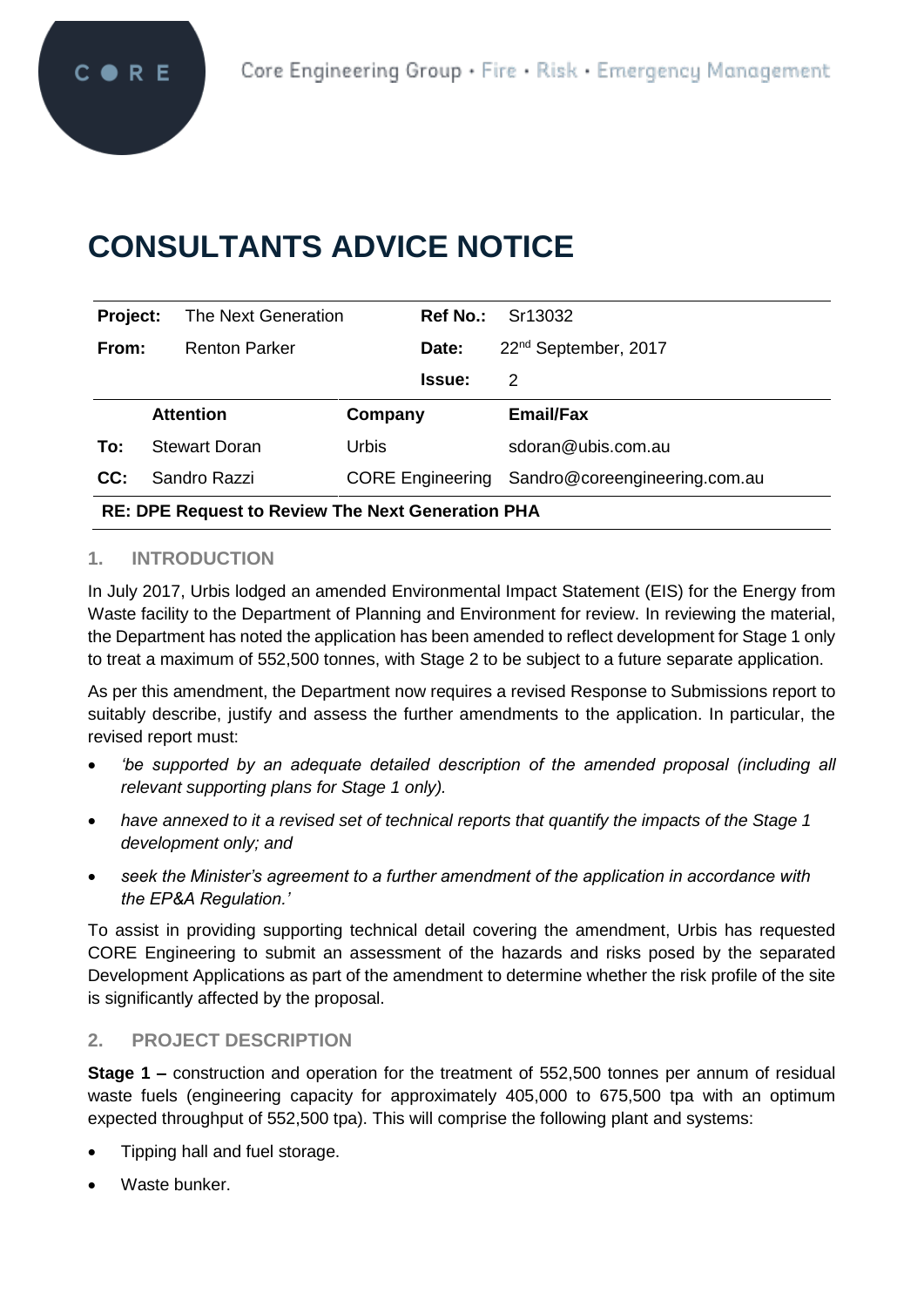# CONSULTANTS ADVICE NOTICE

| **Project:** | The Next Generation | **Ref No.:** | Sr13032 |
|---|---|---|---|
| **From:** | Renton Parker | **Date:** | 22nd September, 2017 |
| | | **Issue:** | 2 |

| | **Attention** | **Company** | **Email/Fax** |
|---|---|---|---|
| **To:** | Stewart Doran | Urbis | sdoran@ubis.com.au |
| **CC:** | Sandro Razzi | CORE Engineering | Sandro@coreengineering.com.au |

**RE: DPE Request to Review The Next Generation PHA**

## 1. INTRODUCTION

In July 2017, Urbis lodged an amended Environmental Impact Statement (EIS) for the Energy from Waste facility to the Department of Planning and Environment for review. In reviewing the material, the Department has noted the application has been amended to reflect development for Stage 1 only to treat a maximum of 552,500 tonnes, with Stage 2 to be subject to a future separate application.

As per this amendment, the Department now requires a revised Response to Submissions report to suitably describe, justify and assess the further amendments to the application. In particular, the revised report must:

- *'be supported by an adequate detailed description of the amended proposal (including all relevant supporting plans for Stage 1 only).*
- *have annexed to it a revised set of technical reports that quantify the impacts of the Stage 1 development only; and*
- *seek the Minister's agreement to a further amendment of the application in accordance with the EP&A Regulation.'*

To assist in providing supporting technical detail covering the amendment, Urbis has requested CORE Engineering to submit an assessment of the hazards and risks posed by the separated Development Applications as part of the amendment to determine whether the risk profile of the site is significantly affected by the proposal.

## 2. PROJECT DESCRIPTION

**Stage 1 –** construction and operation for the treatment of 552,500 tonnes per annum of residual waste fuels (engineering capacity for approximately 405,000 to 675,500 tpa with an optimum expected throughput of 552,500 tpa). This will comprise the following plant and systems:

- Tipping hall and fuel storage.
- Waste bunker.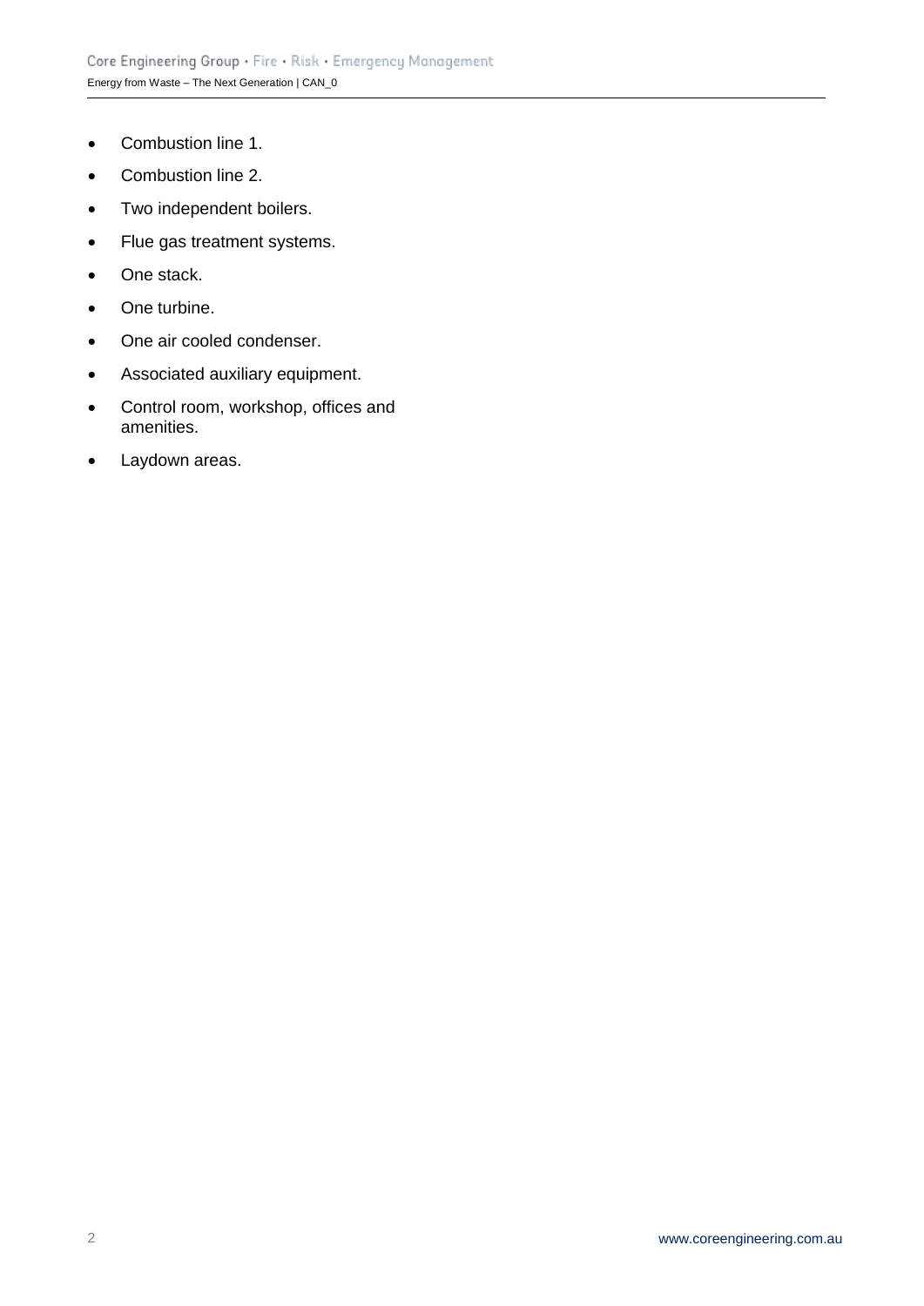- Combustion line 1.
- Combustion line 2.
- Two independent boilers.
- Flue gas treatment systems.
- One stack.
- One turbine.
- One air cooled condenser.
- Associated auxiliary equipment.
- Control room, workshop, offices and amenities.
- Laydown areas.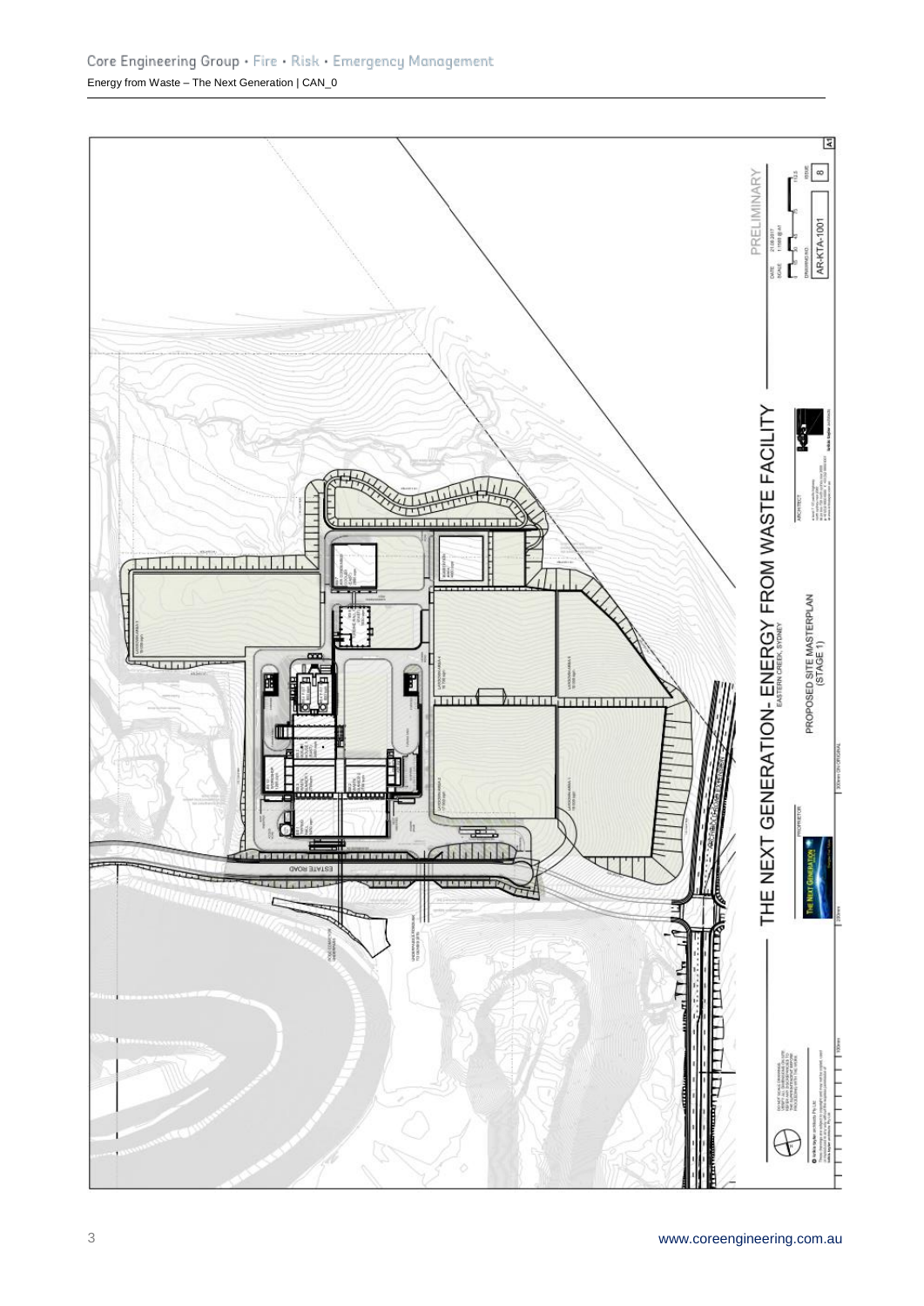THE NEXT GENERATION- ENERGY FROM WASTE FACILITY

EASTERN CREEK, SYDNEY

PROPOSED SITE MASTERPLAN (STAGE 1)

PRELIMINARY

AR-KTA-1001

ESTATE ROAD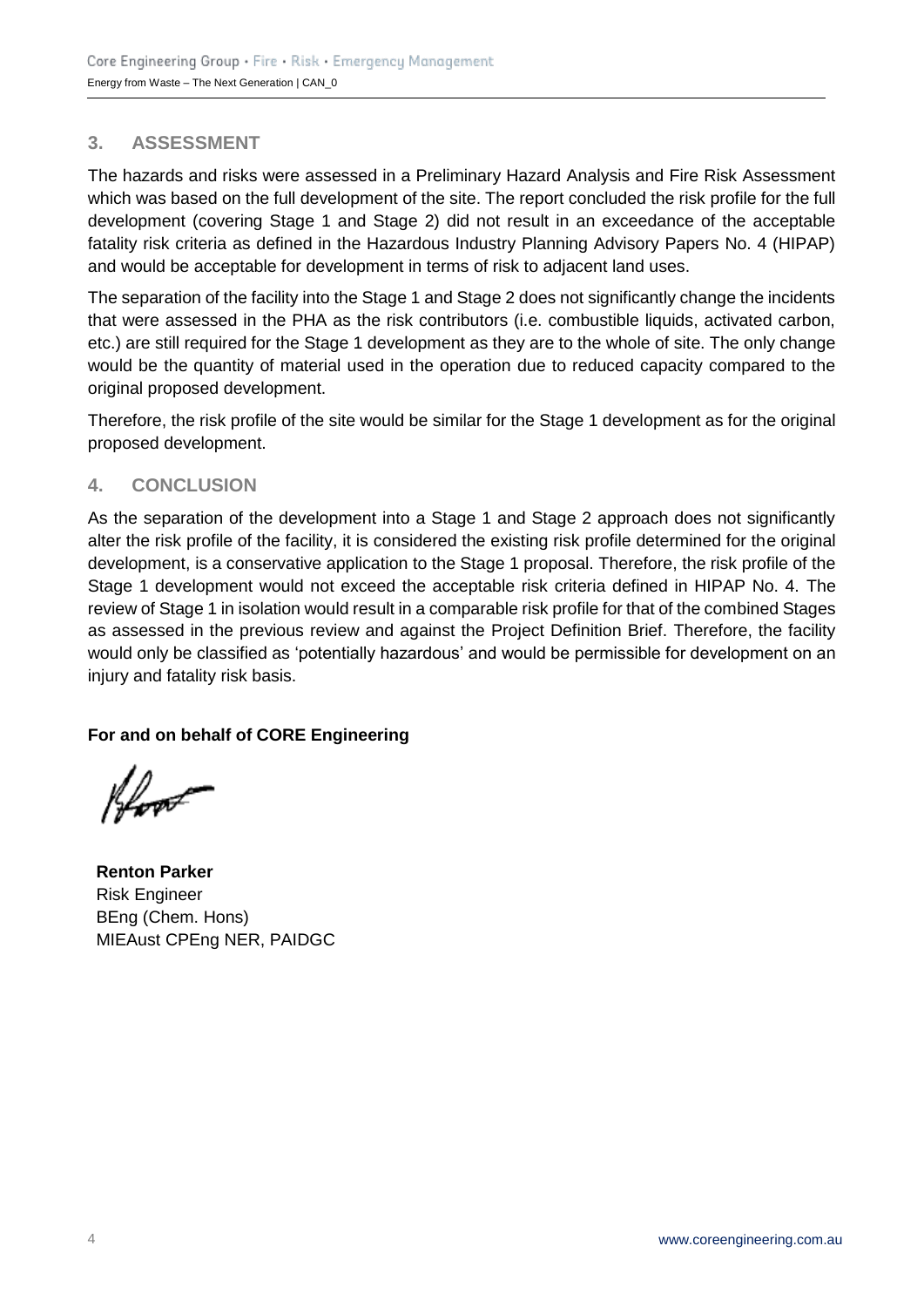## 3. ASSESSMENT

The hazards and risks were assessed in a Preliminary Hazard Analysis and Fire Risk Assessment which was based on the full development of the site. The report concluded the risk profile for the full development (covering Stage 1 and Stage 2) did not result in an exceedance of the acceptable fatality risk criteria as defined in the Hazardous Industry Planning Advisory Papers No. 4 (HIPAP) and would be acceptable for development in terms of risk to adjacent land uses.

The separation of the facility into the Stage 1 and Stage 2 does not significantly change the incidents that were assessed in the PHA as the risk contributors (i.e. combustible liquids, activated carbon, etc.) are still required for the Stage 1 development as they are to the whole of site. The only change would be the quantity of material used in the operation due to reduced capacity compared to the original proposed development.

Therefore, the risk profile of the site would be similar for the Stage 1 development as for the original proposed development.

## 4. CONCLUSION

As the separation of the development into a Stage 1 and Stage 2 approach does not significantly alter the risk profile of the facility, it is considered the existing risk profile determined for the original development, is a conservative application to the Stage 1 proposal. Therefore, the risk profile of the Stage 1 development would not exceed the acceptable risk criteria defined in HIPAP No. 4. The review of Stage 1 in isolation would result in a comparable risk profile for that of the combined Stages as assessed in the previous review and against the Project Definition Brief. Therefore, the facility would only be classified as 'potentially hazardous' and would be permissible for development on an injury and fatality risk basis.

**For and on behalf of CORE Engineering**

**Renton Parker**
Risk Engineer
BEng (Chem. Hons)
MIEAust CPEng NER, PAIDGC